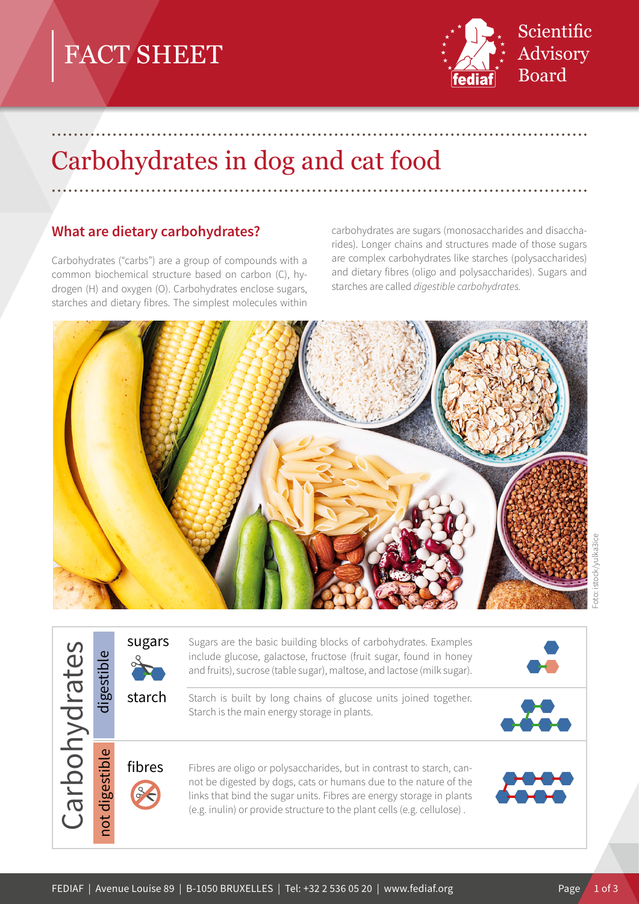# FACT SHEET

Scientific Advisory Board

# Carbohydrates in dog and cat food

## What are dietary carbohydrates?

Carbohydrates ("carbs") are a group of compounds with a common biochemical structure based on carbon (C), hydrogen (H) and oxygen (O). Carbohydrates enclose sugars, starches and dietary fibres. The simplest molecules within carbohydrates are sugars (monosaccharides and disaccharides). Longer chains and structures made of those sugars are complex carbohydrates like starches (polysaccharides) and dietary fibres (oligo and polysaccharides). Sugars and starches are called *digestible carbohydrates.*

Foto: istock/yulka3ice

| Carbohydrates | | | |
|---|---|---|---|
| digestible | sugars | Sugars are the basic building blocks of carbohydrates. Examples include glucose, galactose, fructose (fruit sugar, found in honey and fruits), sucrose (table sugar), maltose, and lactose (milk sugar). |
| digestible | starch | Starch is built by long chains of glucose units joined together. Starch is the main energy storage in plants. |
| not digestible | fibres | Fibres are oligo or polysaccharides, but in contrast to starch, cannot be digested by dogs, cats or humans due to the nature of the links that bind the sugar units. Fibres are energy storage in plants (e.g. inulin) or provide structure to the plant cells (e.g. cellulose) . |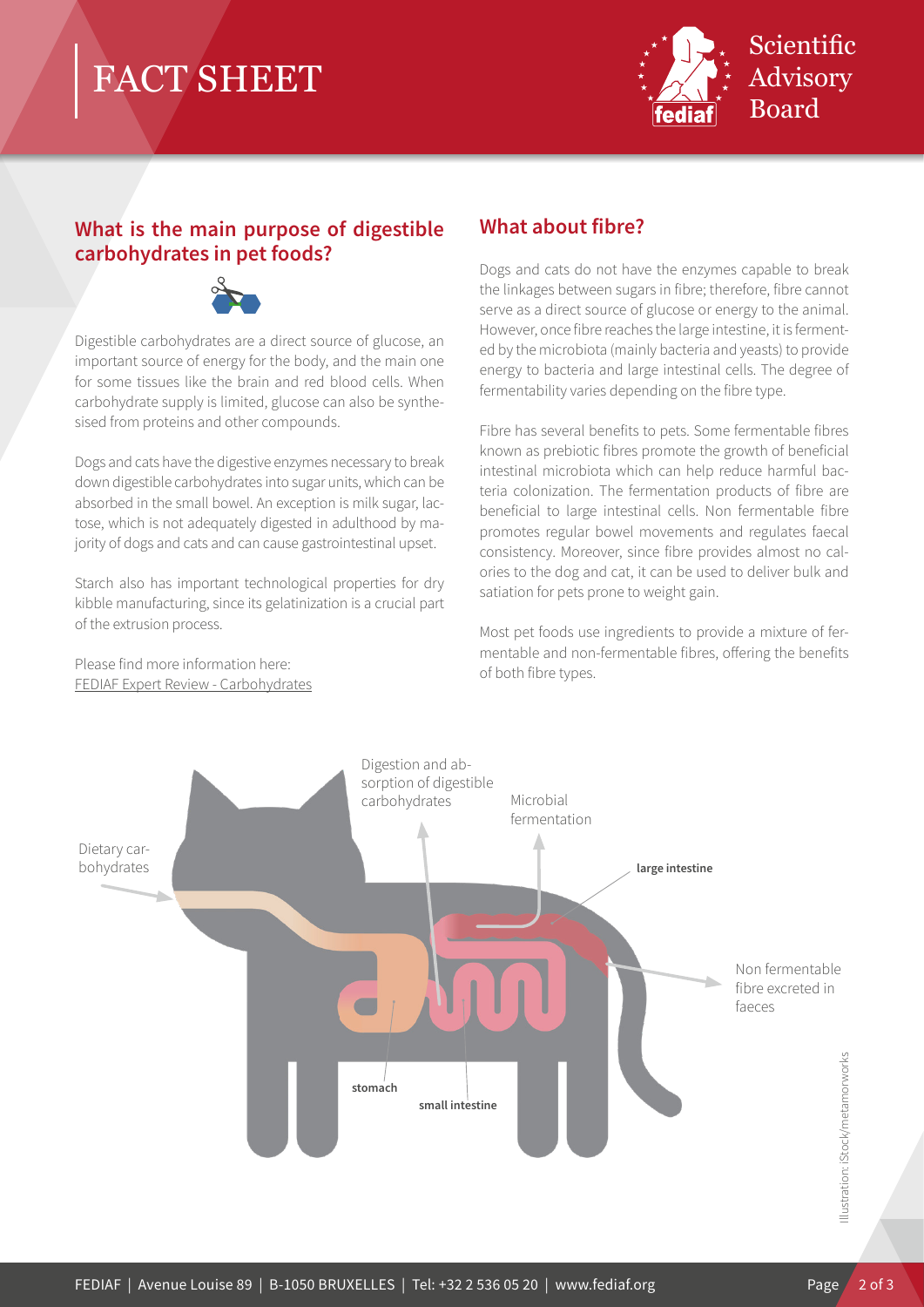## What is the main purpose of digestible carbohydrates in pet foods?

Digestible carbohydrates are a direct source of glucose, an important source of energy for the body, and the main one for some tissues like the brain and red blood cells. When carbohydrate supply is limited, glucose can also be synthesised from proteins and other compounds.

Dogs and cats have the digestive enzymes necessary to break down digestible carbohydrates into sugar units, which can be absorbed in the small bowel. An exception is milk sugar, lactose, which is not adequately digested in adulthood by majority of dogs and cats and can cause gastrointestinal upset.

Starch also has important technological properties for dry kibble manufacturing, since its gelatinization is a crucial part of the extrusion process.

Please find more information here:
FEDIAF Expert Review - Carbohydrates

## What about fibre?

Dogs and cats do not have the enzymes capable to break the linkages between sugars in fibre; therefore, fibre cannot serve as a direct source of glucose or energy to the animal. However, once fibre reaches the large intestine, it is fermented by the microbiota (mainly bacteria and yeasts) to provide energy to bacteria and large intestinal cells. The degree of fermentability varies depending on the fibre type.

Fibre has several benefits to pets. Some fermentable fibres known as prebiotic fibres promote the growth of beneficial intestinal microbiota which can help reduce harmful bacteria colonization. The fermentation products of fibre are beneficial to large intestinal cells. Non fermentable fibre promotes regular bowel movements and regulates faecal consistency. Moreover, since fibre provides almost no calories to the dog and cat, it can be used to deliver bulk and satiation for pets prone to weight gain.

Most pet foods use ingredients to provide a mixture of fermentable and non-fermentable fibres, offering the benefits of both fibre types.

Dietary carbohydrates

Digestion and absorption of digestible carbohydrates

Microbial fermentation

**large intestine**

Non fermentable fibre excreted in faeces

**stomach**

**small intestine**

Illustration: iStock/metamorworks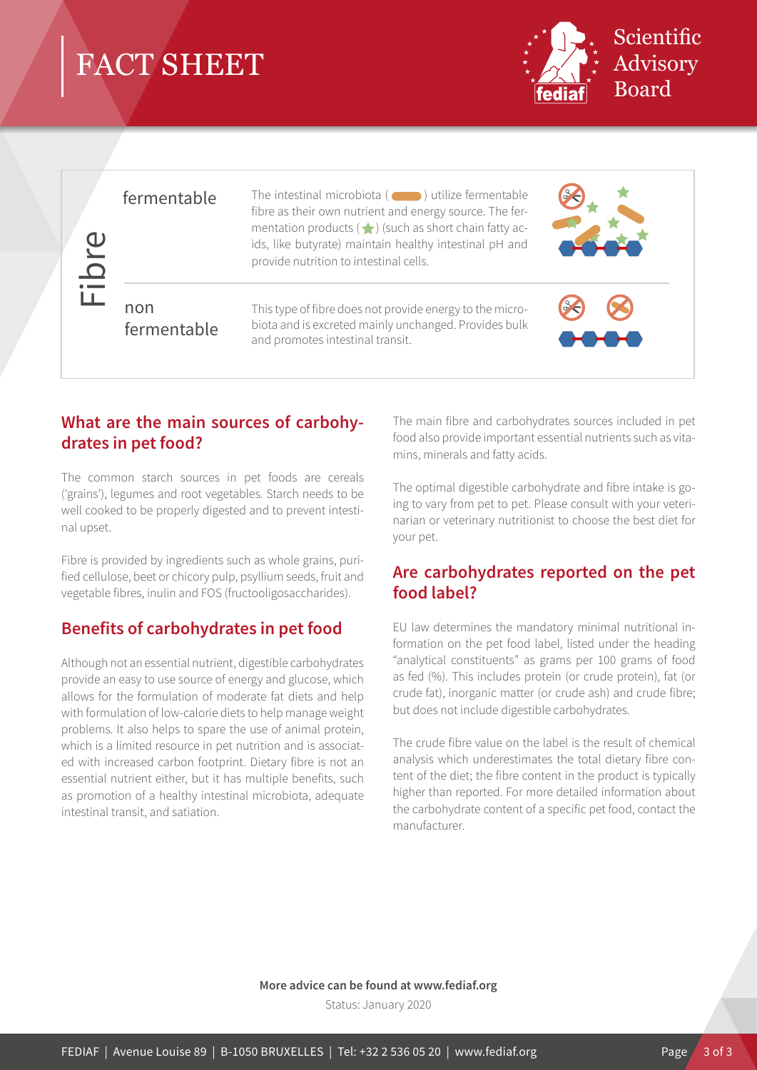FACT SHEET

Scientific Advisory Board

| Fibre | | |
| --- | --- | --- |
| fermentable | The intestinal microbiota ( ) utilize fermentable fibre as their own nutrient and energy source. The fermentation products ( ) (such as short chain fatty acids, like butyrate) maintain healthy intestinal pH and provide nutrition to intestinal cells. |
| non fermentable | This type of fibre does not provide energy to the microbiota and is excreted mainly unchanged. Provides bulk and promotes intestinal transit. |

## What are the main sources of carbohydrates in pet food?

The common starch sources in pet foods are cereals ('grains'), legumes and root vegetables. Starch needs to be well cooked to be properly digested and to prevent intestinal upset.

Fibre is provided by ingredients such as whole grains, purified cellulose, beet or chicory pulp, psyllium seeds, fruit and vegetable fibres, inulin and FOS (fructooligosaccharides).

## Benefits of carbohydrates in pet food

Although not an essential nutrient, digestible carbohydrates provide an easy to use source of energy and glucose, which allows for the formulation of moderate fat diets and help with formulation of low-calorie diets to help manage weight problems. It also helps to spare the use of animal protein, which is a limited resource in pet nutrition and is associated with increased carbon footprint. Dietary fibre is not an essential nutrient either, but it has multiple benefits, such as promotion of a healthy intestinal microbiota, adequate intestinal transit, and satiation.

The main fibre and carbohydrates sources included in pet food also provide important essential nutrients such as vitamins, minerals and fatty acids.

The optimal digestible carbohydrate and fibre intake is going to vary from pet to pet. Please consult with your veterinarian or veterinary nutritionist to choose the best diet for your pet.

## Are carbohydrates reported on the pet food label?

EU law determines the mandatory minimal nutritional information on the pet food label, listed under the heading "analytical constituents" as grams per 100 grams of food as fed (%). This includes protein (or crude protein), fat (or crude fat), inorganic matter (or crude ash) and crude fibre; but does not include digestible carbohydrates.

The crude fibre value on the label is the result of chemical analysis which underestimates the total dietary fibre content of the diet; the fibre content in the product is typically higher than reported. For more detailed information about the carbohydrate content of a specific pet food, contact the manufacturer.

**More advice can be found at www.fediaf.org**

Status: January 2020